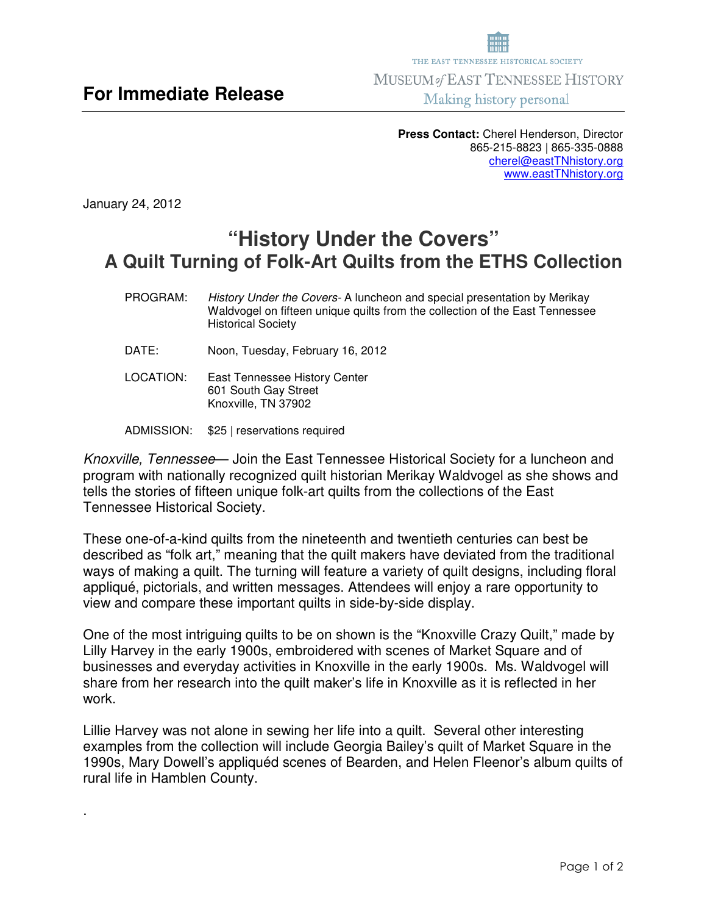**For Immediate Release**

THE EAST TENNESSEE HISTORICAL SOCIETY
MUSEUM *of* EAST TENNESSEE HISTORY
Making history personal

**Press Contact:** Cherel Henderson, Director
865-215-8823 | 865-335-0888
cherel@eastTNhistory.org
www.eastTNhistory.org

January 24, 2012

# "History Under the Covers"
## A Quilt Turning of Folk-Art Quilts from the ETHS Collection

PROGRAM: *History Under the Covers*- A luncheon and special presentation by Merikay Waldvogel on fifteen unique quilts from the collection of the East Tennessee Historical Society

DATE: Noon, Tuesday, February 16, 2012

LOCATION: East Tennessee History Center
601 South Gay Street
Knoxville, TN 37902

ADMISSION: $25 | reservations required

*Knoxville, Tennessee*— Join the East Tennessee Historical Society for a luncheon and program with nationally recognized quilt historian Merikay Waldvogel as she shows and tells the stories of fifteen unique folk-art quilts from the collections of the East Tennessee Historical Society.

These one-of-a-kind quilts from the nineteenth and twentieth centuries can best be described as "folk art," meaning that the quilt makers have deviated from the traditional ways of making a quilt. The turning will feature a variety of quilt designs, including floral appliqué, pictorials, and written messages. Attendees will enjoy a rare opportunity to view and compare these important quilts in side-by-side display.

One of the most intriguing quilts to be on shown is the "Knoxville Crazy Quilt," made by Lilly Harvey in the early 1900s, embroidered with scenes of Market Square and of businesses and everyday activities in Knoxville in the early 1900s. Ms. Waldvogel will share from her research into the quilt maker's life in Knoxville as it is reflected in her work.

Lillie Harvey was not alone in sewing her life into a quilt. Several other interesting examples from the collection will include Georgia Bailey's quilt of Market Square in the 1990s, Mary Dowell's appliquéd scenes of Bearden, and Helen Fleenor's album quilts of rural life in Hamblen County.

.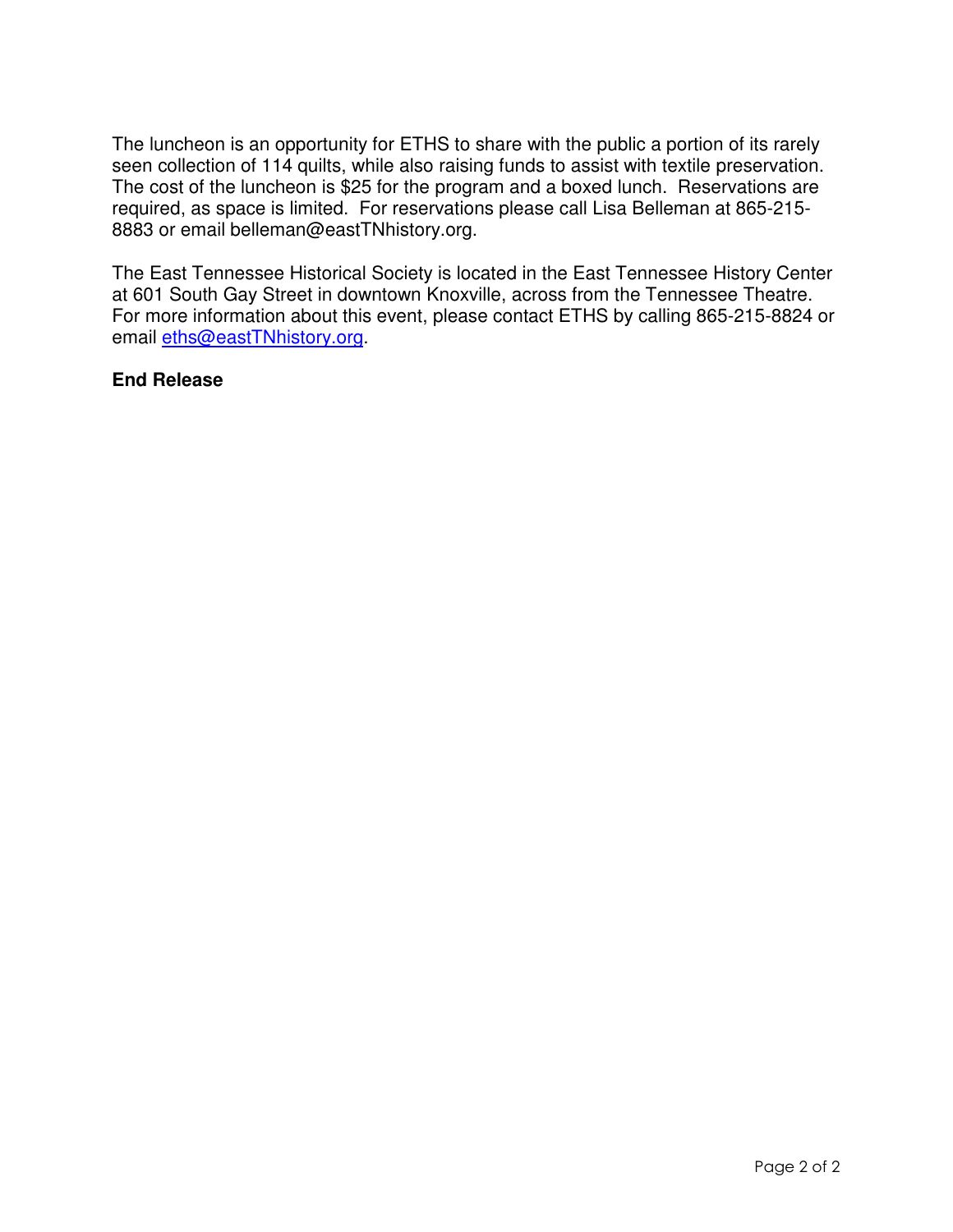The luncheon is an opportunity for ETHS to share with the public a portion of its rarely seen collection of 114 quilts, while also raising funds to assist with textile preservation. The cost of the luncheon is $25 for the program and a boxed lunch. Reservations are required, as space is limited. For reservations please call Lisa Belleman at 865-215-8883 or email belleman@eastTNhistory.org.

The East Tennessee Historical Society is located in the East Tennessee History Center at 601 South Gay Street in downtown Knoxville, across from the Tennessee Theatre. For more information about this event, please contact ETHS by calling 865-215-8824 or email eths@eastTNhistory.org.

**End Release**